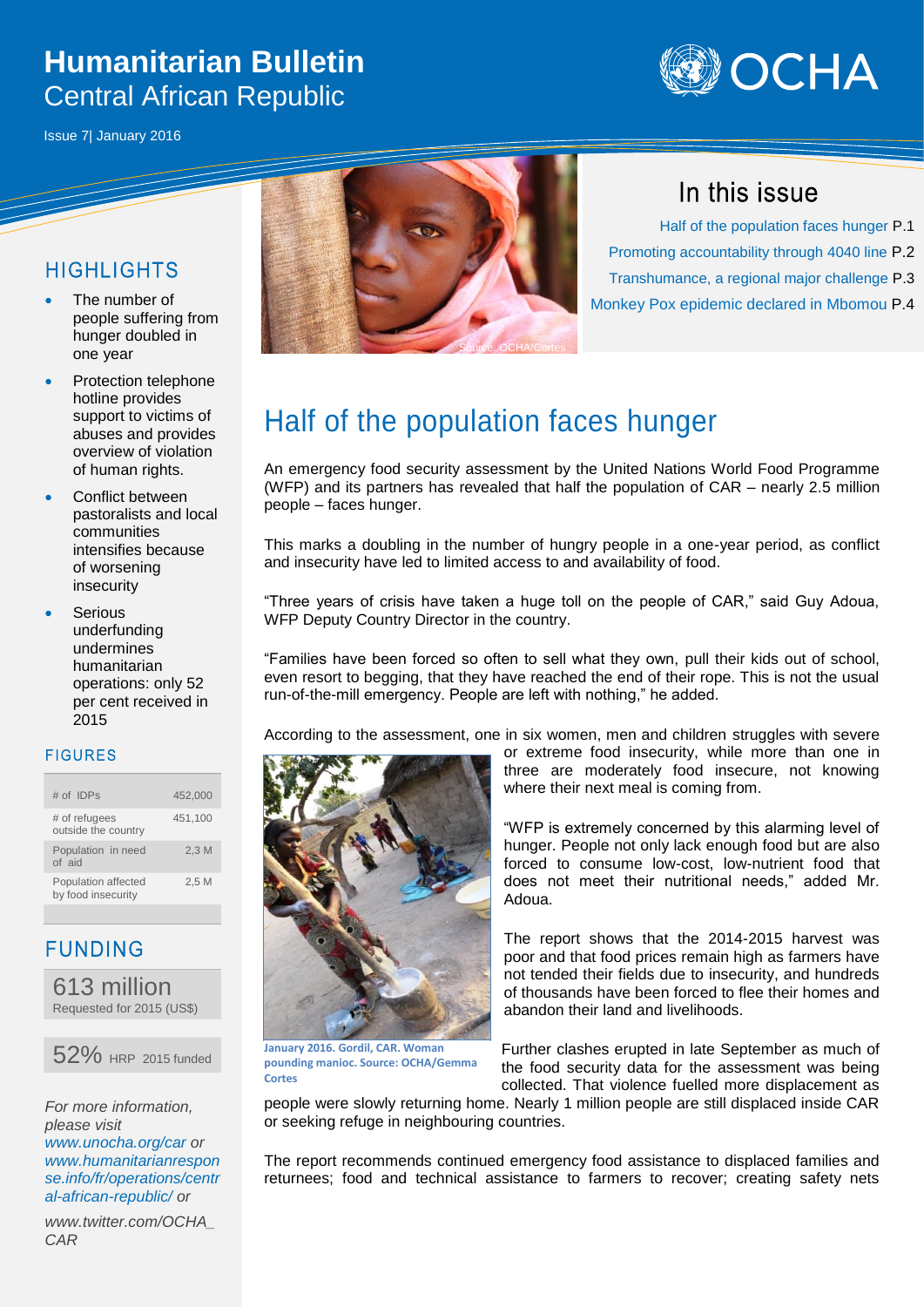# Humanitarian Bulletin
## Central African Republic

Issue 7| January 2016

## HIGHLIGHTS

- The number of people suffering from hunger doubled in one year
- Protection telephone hotline provides support to victims of abuses and provides overview of violation of human rights.
- Conflict between pastoralists and local communities intensifies because of worsening insecurity
- Serious underfunding undermines humanitarian operations: only 52 per cent received in 2015

## FIGURES

| | |
|---|---|
| # of IDPs | 452,000 |
| # of refugees outside the country | 451,100 |
| Population in need of aid | 2,3 M |
| Population affected by food insecurity | 2,5 M |

## FUNDING

**613 million**
Requested for 2015 (US$)

**52%** HRP 2015 funded

*For more information, please visit www.unocha.org/car or www.humanitarianresponse.info/fr/operations/central-african-republic/ or*

*www.twitter.com/OCHA_CAR*

Source: OCHA/Cortes

## In this issue

Half of the population faces hunger P.1
Promoting accountability through 4040 line P.2
Transhumance, a regional major challenge P.3
Monkey Pox epidemic declared in Mbomou P.4

# Half of the population faces hunger

An emergency food security assessment by the United Nations World Food Programme (WFP) and its partners has revealed that half the population of CAR – nearly 2.5 million people – faces hunger.

This marks a doubling in the number of hungry people in a one-year period, as conflict and insecurity have led to limited access to and availability of food.

"Three years of crisis have taken a huge toll on the people of CAR," said Guy Adoua, WFP Deputy Country Director in the country.

"Families have been forced so often to sell what they own, pull their kids out of school, even resort to begging, that they have reached the end of their rope. This is not the usual run-of-the-mill emergency. People are left with nothing," he added.

According to the assessment, one in six women, men and children struggles with severe or extreme food insecurity, while more than one in three are moderately food insecure, not knowing where their next meal is coming from.

**January 2016. Gordil, CAR. Woman pounding manioc. Source: OCHA/Gemma Cortes**

"WFP is extremely concerned by this alarming level of hunger. People not only lack enough food but are also forced to consume low-cost, low-nutrient food that does not meet their nutritional needs," added Mr. Adoua.

The report shows that the 2014-2015 harvest was poor and that food prices remain high as farmers have not tended their fields due to insecurity, and hundreds of thousands have been forced to flee their homes and abandon their land and livelihoods.

Further clashes erupted in late September as much of the food security data for the assessment was being collected. That violence fuelled more displacement as people were slowly returning home. Nearly 1 million people are still displaced inside CAR or seeking refuge in neighbouring countries.

The report recommends continued emergency food assistance to displaced families and returnees; food and technical assistance to farmers to recover; creating safety nets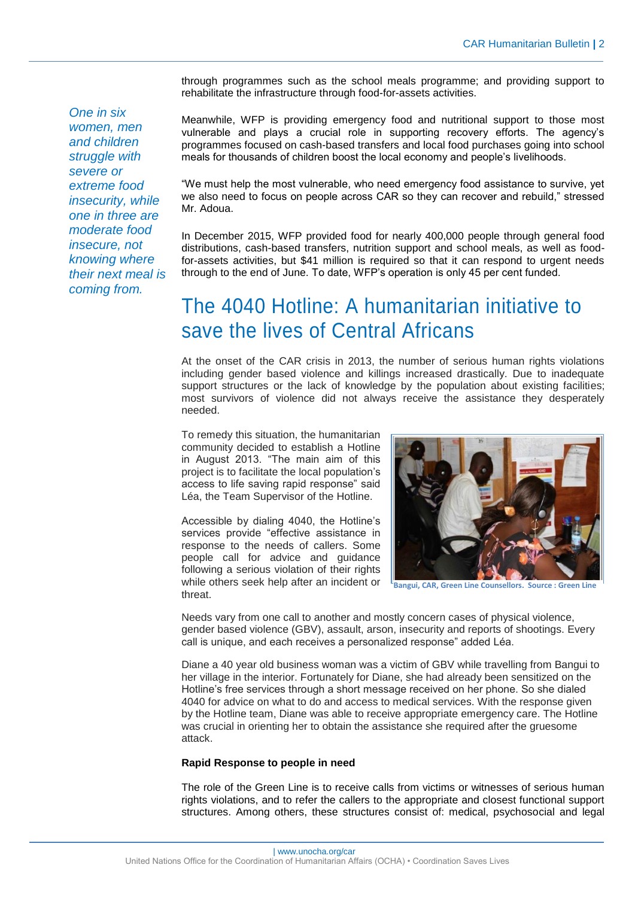through programmes such as the school meals programme; and providing support to rehabilitate the infrastructure through food-for-assets activities.

*One in six women, men and children struggle with severe or extreme food insecurity, while one in three are moderate food insecure, not knowing where their next meal is coming from.*

Meanwhile, WFP is providing emergency food and nutritional support to those most vulnerable and plays a crucial role in supporting recovery efforts. The agency's programmes focused on cash-based transfers and local food purchases going into school meals for thousands of children boost the local economy and people's livelihoods.

"We must help the most vulnerable, who need emergency food assistance to survive, yet we also need to focus on people across CAR so they can recover and rebuild," stressed Mr. Adoua.

In December 2015, WFP provided food for nearly 400,000 people through general food distributions, cash-based transfers, nutrition support and school meals, as well as food-for-assets activities, but $41 million is required so that it can respond to urgent needs through to the end of June. To date, WFP's operation is only 45 per cent funded.

# The 4040 Hotline: A humanitarian initiative to save the lives of Central Africans

At the onset of the CAR crisis in 2013, the number of serious human rights violations including gender based violence and killings increased drastically. Due to inadequate support structures or the lack of knowledge by the population about existing facilities; most survivors of violence did not always receive the assistance they desperately needed.

To remedy this situation, the humanitarian community decided to establish a Hotline in August 2013. "The main aim of this project is to facilitate the local population's access to life saving rapid response" said Léa, the Team Supervisor of the Hotline.

Accessible by dialing 4040, the Hotline's services provide "effective assistance in response to the needs of callers. Some people call for advice and guidance following a serious violation of their rights while others seek help after an incident or threat.

Bangui, CAR, Green Line Counsellors. Source : Green Line

Needs vary from one call to another and mostly concern cases of physical violence, gender based violence (GBV), assault, arson, insecurity and reports of shootings. Every call is unique, and each receives a personalized response" added Léa.

Diane a 40 year old business woman was a victim of GBV while travelling from Bangui to her village in the interior. Fortunately for Diane, she had already been sensitized on the Hotline's free services through a short message received on her phone. So she dialed 4040 for advice on what to do and access to medical services. With the response given by the Hotline team, Diane was able to receive appropriate emergency care. The Hotline was crucial in orienting her to obtain the assistance she required after the gruesome attack.

**Rapid Response to people in need**

The role of the Green Line is to receive calls from victims or witnesses of serious human rights violations, and to refer the callers to the appropriate and closest functional support structures. Among others, these structures consist of: medical, psychosocial and legal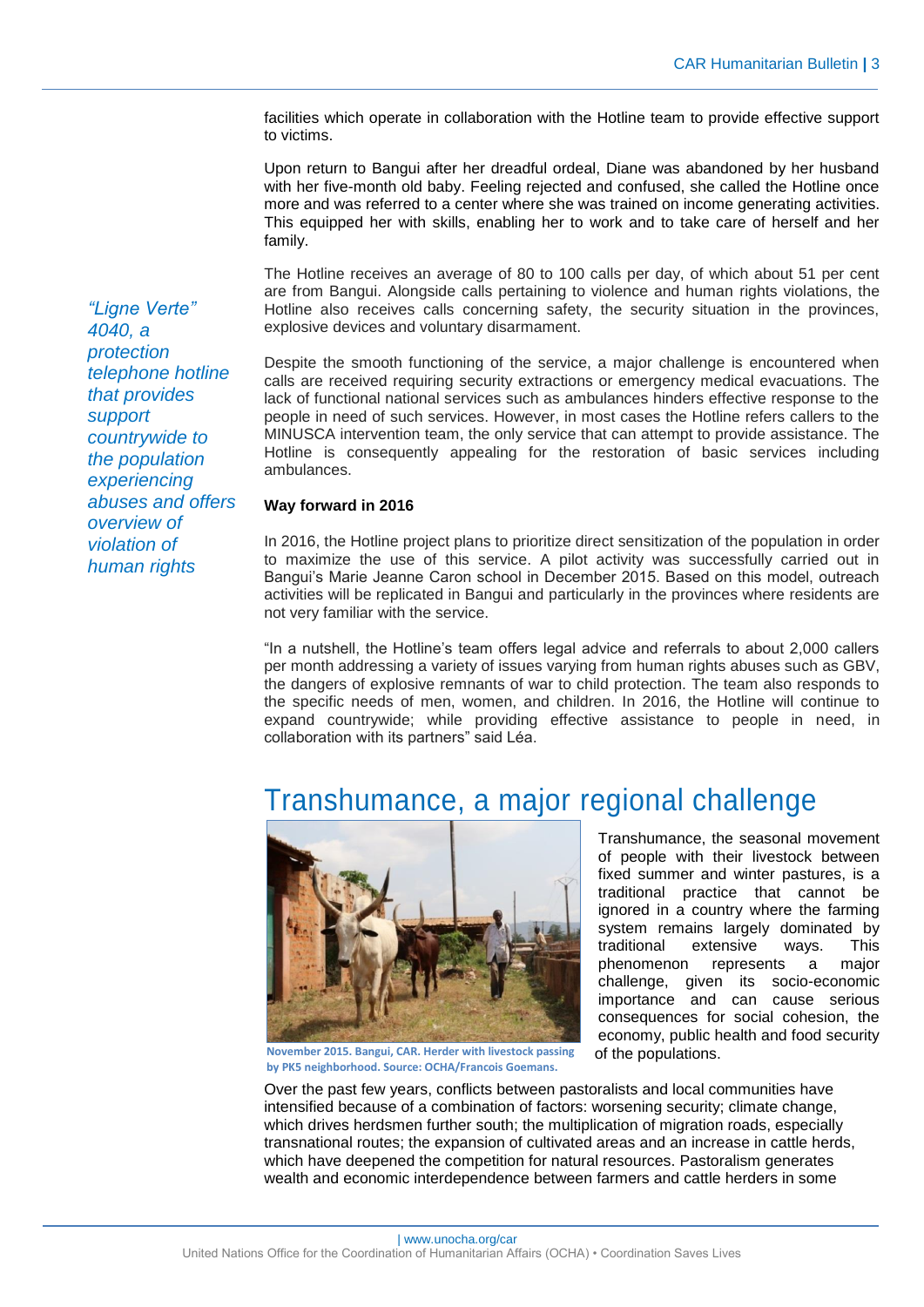facilities which operate in collaboration with the Hotline team to provide effective support to victims.

Upon return to Bangui after her dreadful ordeal, Diane was abandoned by her husband with her five-month old baby. Feeling rejected and confused, she called the Hotline once more and was referred to a center where she was trained on income generating activities. This equipped her with skills, enabling her to work and to take care of herself and her family.

*"Ligne Verte" 4040, a protection telephone hotline that provides support countrywide to the population experiencing abuses and offers overview of violation of human rights*

The Hotline receives an average of 80 to 100 calls per day, of which about 51 per cent are from Bangui. Alongside calls pertaining to violence and human rights violations, the Hotline also receives calls concerning safety, the security situation in the provinces, explosive devices and voluntary disarmament.

Despite the smooth functioning of the service, a major challenge is encountered when calls are received requiring security extractions or emergency medical evacuations. The lack of functional national services such as ambulances hinders effective response to the people in need of such services. However, in most cases the Hotline refers callers to the MINUSCA intervention team, the only service that can attempt to provide assistance. The Hotline is consequently appealing for the restoration of basic services including ambulances.

**Way forward in 2016**

In 2016, the Hotline project plans to prioritize direct sensitization of the population in order to maximize the use of this service. A pilot activity was successfully carried out in Bangui's Marie Jeanne Caron school in December 2015. Based on this model, outreach activities will be replicated in Bangui and particularly in the provinces where residents are not very familiar with the service.

"In a nutshell, the Hotline's team offers legal advice and referrals to about 2,000 callers per month addressing a variety of issues varying from human rights abuses such as GBV, the dangers of explosive remnants of war to child protection. The team also responds to the specific needs of men, women, and children. In 2016, the Hotline will continue to expand countrywide; while providing effective assistance to people in need, in collaboration with its partners" said Léa.

# Transhumance, a major regional challenge

November 2015. Bangui, CAR. Herder with livestock passing by PK5 neighborhood. Source: OCHA/Francois Goemans.

Transhumance, the seasonal movement of people with their livestock between fixed summer and winter pastures, is a traditional practice that cannot be ignored in a country where the farming system remains largely dominated by traditional extensive ways. This phenomenon represents a major challenge, given its socio-economic importance and can cause serious consequences for social cohesion, the economy, public health and food security of the populations.

Over the past few years, conflicts between pastoralists and local communities have intensified because of a combination of factors: worsening security; climate change, which drives herdsmen further south; the multiplication of migration roads, especially transnational routes; the expansion of cultivated areas and an increase in cattle herds, which have deepened the competition for natural resources. Pastoralism generates wealth and economic interdependence between farmers and cattle herders in some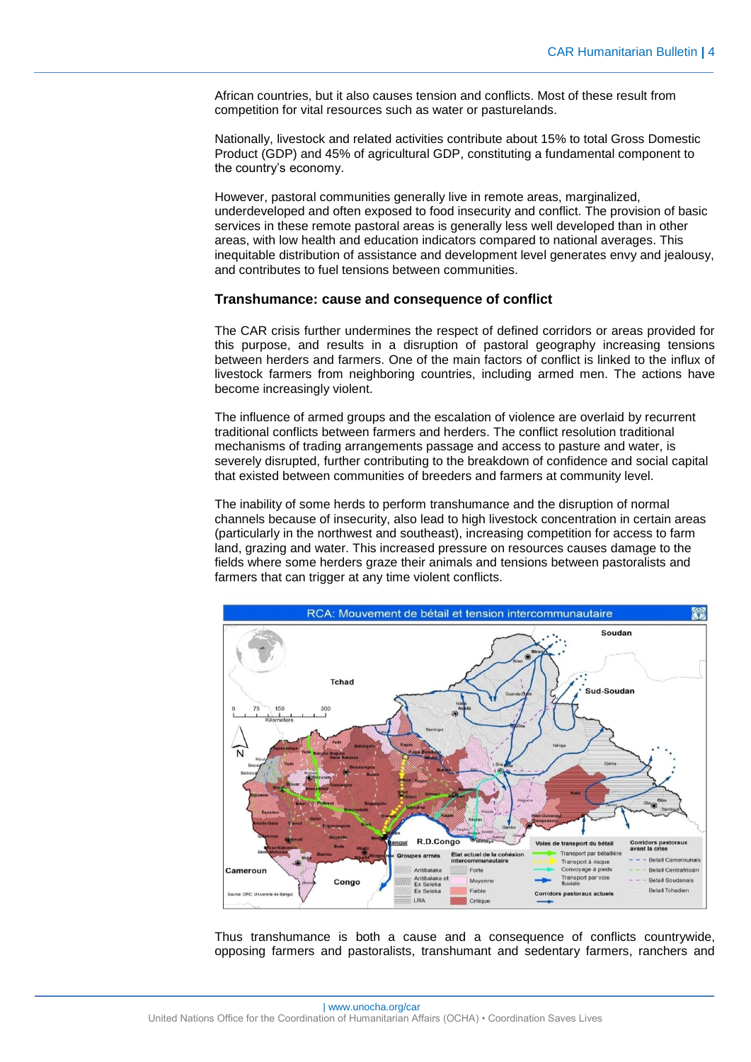African countries, but it also causes tension and conflicts. Most of these result from competition for vital resources such as water or pasturelands.

Nationally, livestock and related activities contribute about 15% to total Gross Domestic Product (GDP) and 45% of agricultural GDP, constituting a fundamental component to the country's economy.

However, pastoral communities generally live in remote areas, marginalized, underdeveloped and often exposed to food insecurity and conflict. The provision of basic services in these remote pastoral areas is generally less well developed than in other areas, with low health and education indicators compared to national averages. This inequitable distribution of assistance and development level generates envy and jealousy, and contributes to fuel tensions between communities.

### Transhumance: cause and consequence of conflict

The CAR crisis further undermines the respect of defined corridors or areas provided for this purpose, and results in a disruption of pastoral geography increasing tensions between herders and farmers. One of the main factors of conflict is linked to the influx of livestock farmers from neighboring countries, including armed men. The actions have become increasingly violent.

The influence of armed groups and the escalation of violence are overlaid by recurrent traditional conflicts between farmers and herders. The conflict resolution traditional mechanisms of trading arrangements passage and access to pasture and water, is severely disrupted, further contributing to the breakdown of confidence and social capital that existed between communities of breeders and farmers at community level.

The inability of some herds to perform transhumance and the disruption of normal channels because of insecurity, also lead to high livestock concentration in certain areas (particularly in the northwest and southeast), increasing competition for access to farm land, grazing and water. This increased pressure on resources causes damage to the fields where some herders graze their animals and tensions between pastoralists and farmers that can trigger at any time violent conflicts.

RCA: Mouvement de bétail et tension intercommunautaire

Thus transhumance is both a cause and a consequence of conflicts countrywide, opposing farmers and pastoralists, transhumant and sedentary farmers, ranchers and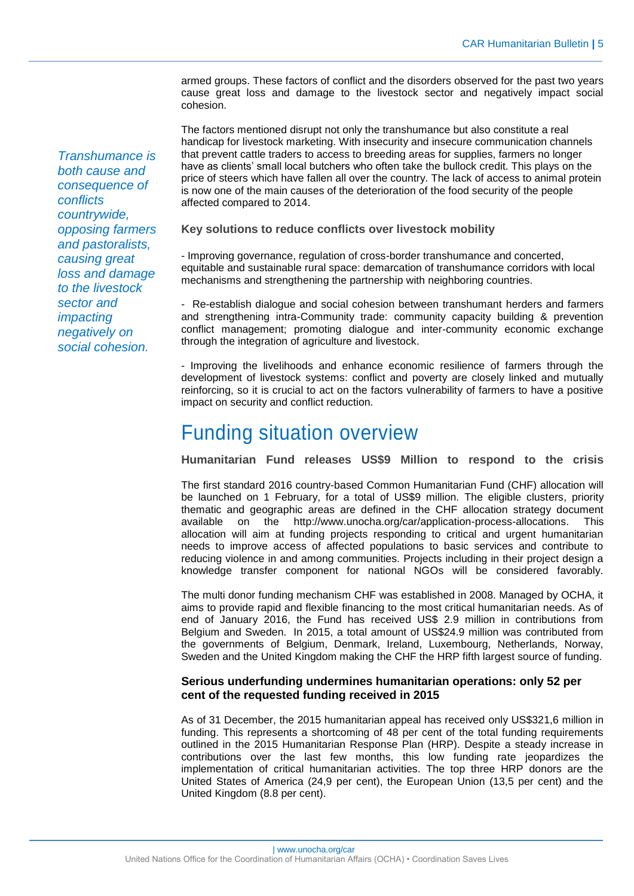armed groups. These factors of conflict and the disorders observed for the past two years cause great loss and damage to the livestock sector and negatively impact social cohesion.

*Transhumance is both cause and consequence of conflicts countrywide, opposing farmers and pastoralists, causing great loss and damage to the livestock sector and impacting negatively on social cohesion.*

The factors mentioned disrupt not only the transhumance but also constitute a real handicap for livestock marketing. With insecurity and insecure communication channels that prevent cattle traders to access to breeding areas for supplies, farmers no longer have as clients' small local butchers who often take the bullock credit. This plays on the price of steers which have fallen all over the country. The lack of access to animal protein is now one of the main causes of the deterioration of the food security of the people affected compared to 2014.

**Key solutions to reduce conflicts over livestock mobility**

- Improving governance, regulation of cross-border transhumance and concerted, equitable and sustainable rural space: demarcation of transhumance corridors with local mechanisms and strengthening the partnership with neighboring countries.

- Re-establish dialogue and social cohesion between transhumant herders and farmers and strengthening intra-Community trade: community capacity building & prevention conflict management; promoting dialogue and inter-community economic exchange through the integration of agriculture and livestock.

- Improving the livelihoods and enhance economic resilience of farmers through the development of livestock systems: conflict and poverty are closely linked and mutually reinforcing, so it is crucial to act on the factors vulnerability of farmers to have a positive impact on security and conflict reduction.

# Funding situation overview

**Humanitarian Fund releases US$9 Million to respond to the crisis**

The first standard 2016 country-based Common Humanitarian Fund (CHF) allocation will be launched on 1 February, for a total of US$9 million. The eligible clusters, priority thematic and geographic areas are defined in the CHF allocation strategy document available on the http://www.unocha.org/car/application-process-allocations. This allocation will aim at funding projects responding to critical and urgent humanitarian needs to improve access of affected populations to basic services and contribute to reducing violence in and among communities. Projects including in their project design a knowledge transfer component for national NGOs will be considered favorably.

The multi donor funding mechanism CHF was established in 2008. Managed by OCHA, it aims to provide rapid and flexible financing to the most critical humanitarian needs. As of end of January 2016, the Fund has received US$ 2.9 million in contributions from Belgium and Sweden. In 2015, a total amount of US$24.9 million was contributed from the governments of Belgium, Denmark, Ireland, Luxembourg, Netherlands, Norway, Sweden and the United Kingdom making the CHF the HRP fifth largest source of funding.

**Serious underfunding undermines humanitarian operations: only 52 per cent of the requested funding received in 2015**

As of 31 December, the 2015 humanitarian appeal has received only US$321,6 million in funding. This represents a shortcoming of 48 per cent of the total funding requirements outlined in the 2015 Humanitarian Response Plan (HRP). Despite a steady increase in contributions over the last few months, this low funding rate jeopardizes the implementation of critical humanitarian activities. The top three HRP donors are the United States of America (24,9 per cent), the European Union (13,5 per cent) and the United Kingdom (8.8 per cent).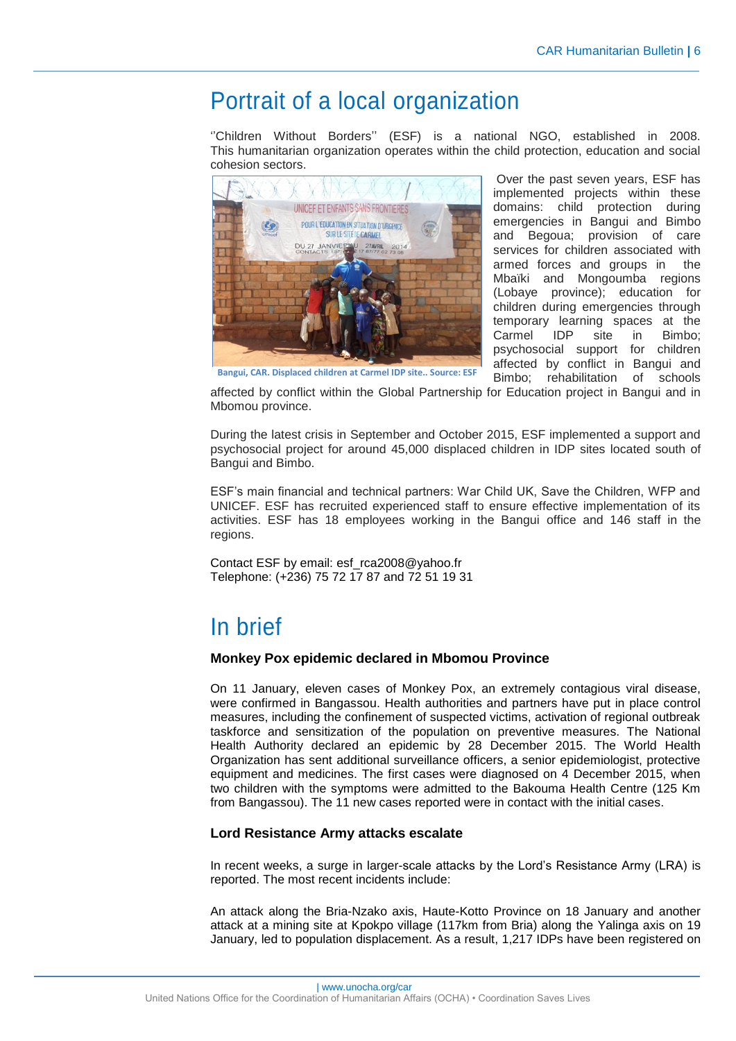# Portrait of a local organization

''Children Without Borders'' (ESF) is a national NGO, established in 2008. This humanitarian organization operates within the child protection, education and social cohesion sectors.

Bangui, CAR. Displaced children at Carmel IDP site.. Source: ESF

Over the past seven years, ESF has implemented projects within these domains: child protection during emergencies in Bangui and Bimbo and Begoua; provision of care services for children associated with armed forces and groups in the Mbaïki and Mongoumba regions (Lobaye province); education for children during emergencies through temporary learning spaces at the Carmel IDP site in Bimbo; psychosocial support for children affected by conflict in Bangui and Bimbo; rehabilitation of schools affected by conflict within the Global Partnership for Education project in Bangui and in Mbomou province.

During the latest crisis in September and October 2015, ESF implemented a support and psychosocial project for around 45,000 displaced children in IDP sites located south of Bangui and Bimbo.

ESF's main financial and technical partners: War Child UK, Save the Children, WFP and UNICEF. ESF has recruited experienced staff to ensure effective implementation of its activities. ESF has 18 employees working in the Bangui office and 146 staff in the regions.

Contact ESF by email: esf_rca2008@yahoo.fr
Telephone: (+236) 75 72 17 87 and 72 51 19 31

# In brief

**Monkey Pox epidemic declared in Mbomou Province**

On 11 January, eleven cases of Monkey Pox, an extremely contagious viral disease, were confirmed in Bangassou. Health authorities and partners have put in place control measures, including the confinement of suspected victims, activation of regional outbreak taskforce and sensitization of the population on preventive measures. The National Health Authority declared an epidemic by 28 December 2015. The World Health Organization has sent additional surveillance officers, a senior epidemiologist, protective equipment and medicines. The first cases were diagnosed on 4 December 2015, when two children with the symptoms were admitted to the Bakouma Health Centre (125 Km from Bangassou). The 11 new cases reported were in contact with the initial cases.

**Lord Resistance Army attacks escalate**

In recent weeks, a surge in larger-scale attacks by the Lord's Resistance Army (LRA) is reported. The most recent incidents include:

An attack along the Bria-Nzako axis, Haute-Kotto Province on 18 January and another attack at a mining site at Kpokpo village (117km from Bria) along the Yalinga axis on 19 January, led to population displacement. As a result, 1,217 IDPs have been registered on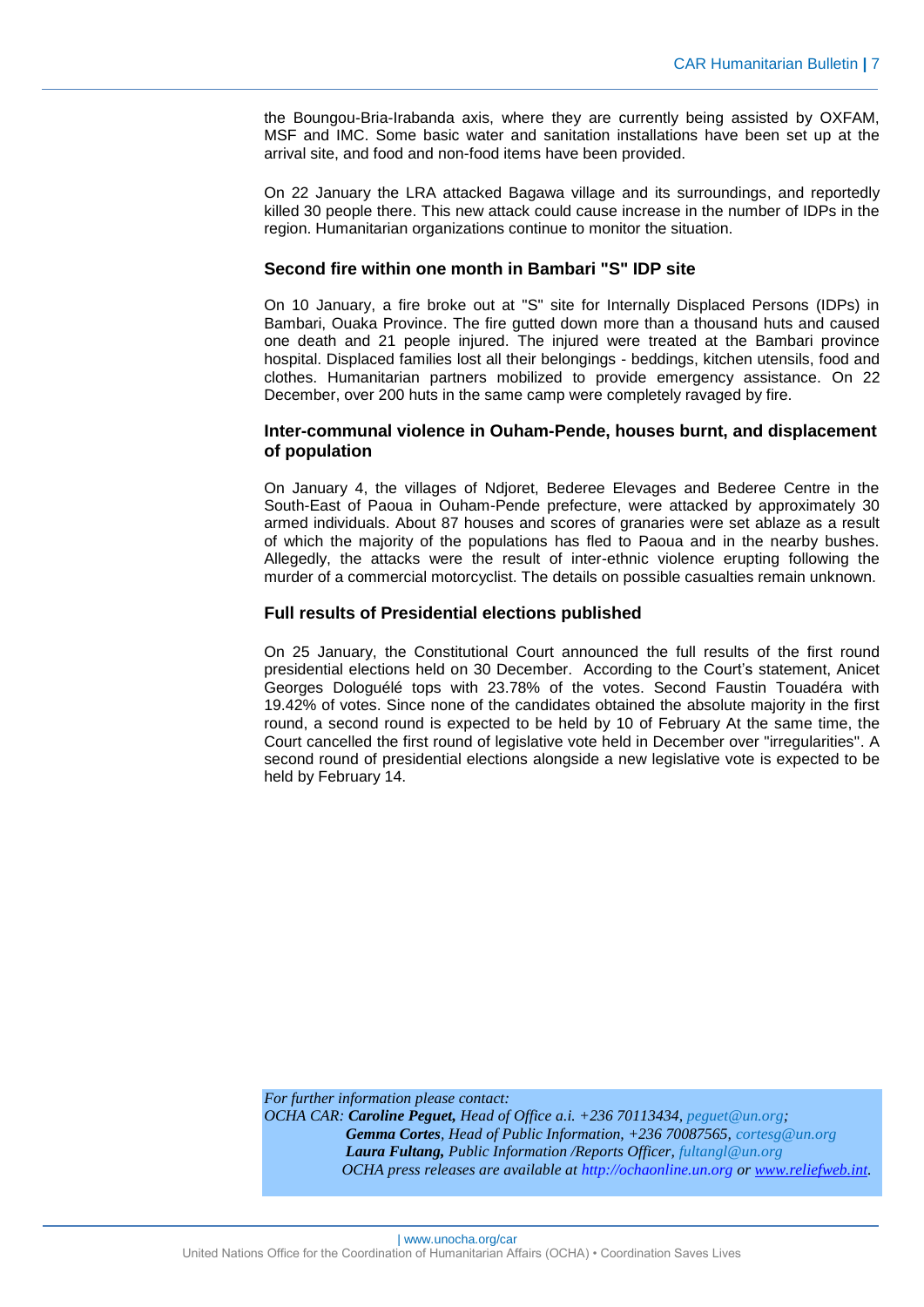the Boungou-Bria-Irabanda axis, where they are currently being assisted by OXFAM, MSF and IMC. Some basic water and sanitation installations have been set up at the arrival site, and food and non-food items have been provided.

On 22 January the LRA attacked Bagawa village and its surroundings, and reportedly killed 30 people there. This new attack could cause increase in the number of IDPs in the region. Humanitarian organizations continue to monitor the situation.

### Second fire within one month in Bambari "S" IDP site

On 10 January, a fire broke out at "S" site for Internally Displaced Persons (IDPs) in Bambari, Ouaka Province. The fire gutted down more than a thousand huts and caused one death and 21 people injured. The injured were treated at the Bambari province hospital. Displaced families lost all their belongings - beddings, kitchen utensils, food and clothes. Humanitarian partners mobilized to provide emergency assistance. On 22 December, over 200 huts in the same camp were completely ravaged by fire.

### Inter-communal violence in Ouham-Pende, houses burnt, and displacement of population

On January 4, the villages of Ndjoret, Bederee Elevages and Bederee Centre in the South-East of Paoua in Ouham-Pende prefecture, were attacked by approximately 30 armed individuals. About 87 houses and scores of granaries were set ablaze as a result of which the majority of the populations has fled to Paoua and in the nearby bushes. Allegedly, the attacks were the result of inter-ethnic violence erupting following the murder of a commercial motorcyclist. The details on possible casualties remain unknown.

### Full results of Presidential elections published

On 25 January, the Constitutional Court announced the full results of the first round presidential elections held on 30 December. According to the Court's statement, Anicet Georges Dologuélé tops with 23.78% of the votes. Second Faustin Touadéra with 19.42% of votes. Since none of the candidates obtained the absolute majority in the first round, a second round is expected to be held by 10 of February At the same time, the Court cancelled the first round of legislative vote held in December over "irregularities". A second round of presidential elections alongside a new legislative vote is expected to be held by February 14.

*For further information please contact:*
*OCHA CAR:* ***Caroline Peguet,*** *Head of Office a.i. +236 70113434, peguet@un.org;*
***Gemma Cortes****, Head of Public Information, +236 70087565, cortesg@un.org*
***Laura Fultang,*** *Public Information /Reports Officer, fultangl@un.org*
*OCHA press releases are available at http://ochaonline.un.org or www.reliefweb.int.*